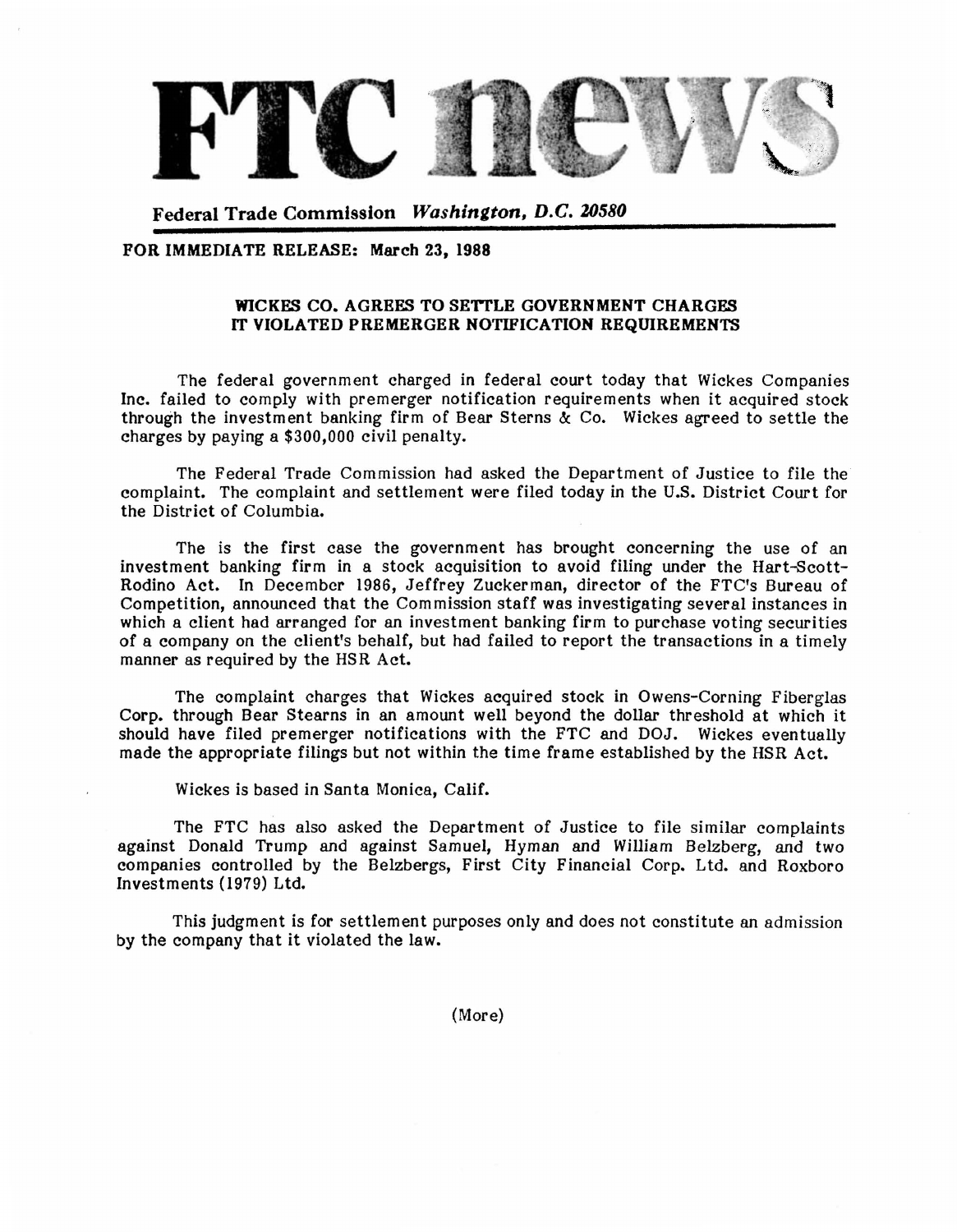# FTC news

**Federal Trade Commission** *Washington, D.C. 20580*

**FOR IMMEDIATE RELEASE: March 23, 1988**

## WICKES CO. AGREES TO SETTLE GOVERNMENT CHARGES IT VIOLATED PREMERGER NOTIFICATION REQUIREMENTS

The federal government charged in federal court today that Wickes Companies Inc. failed to comply with premerger notification requirements when it acquired stock through the investment banking firm of Bear Sterns & Co. Wickes agreed to settle the charges by paying a $300,000 civil penalty.

The Federal Trade Commission had asked the Department of Justice to file the complaint. The complaint and settlement were filed today in the U.S. District Court for the District of Columbia.

The is the first case the government has brought concerning the use of an investment banking firm in a stock acquisition to avoid filing under the Hart-Scott-Rodino Act. In December 1986, Jeffrey Zuckerman, director of the FTC's Bureau of Competition, announced that the Commission staff was investigating several instances in which a client had arranged for an investment banking firm to purchase voting securities of a company on the client's behalf, but had failed to report the transactions in a timely manner as required by the HSR Act.

The complaint charges that Wickes acquired stock in Owens-Corning Fiberglas Corp. through Bear Stearns in an amount well beyond the dollar threshold at which it should have filed premerger notifications with the FTC and DOJ. Wickes eventually made the appropriate filings but not within the time frame established by the HSR Act.

Wickes is based in Santa Monica, Calif.

The FTC has also asked the Department of Justice to file similar complaints against Donald Trump and against Samuel, Hyman and William Belzberg, and two companies controlled by the Belzbergs, First City Financial Corp. Ltd. and Roxboro Investments (1979) Ltd.

This judgment is for settlement purposes only and does not constitute an admission by the company that it violated the law.

(More)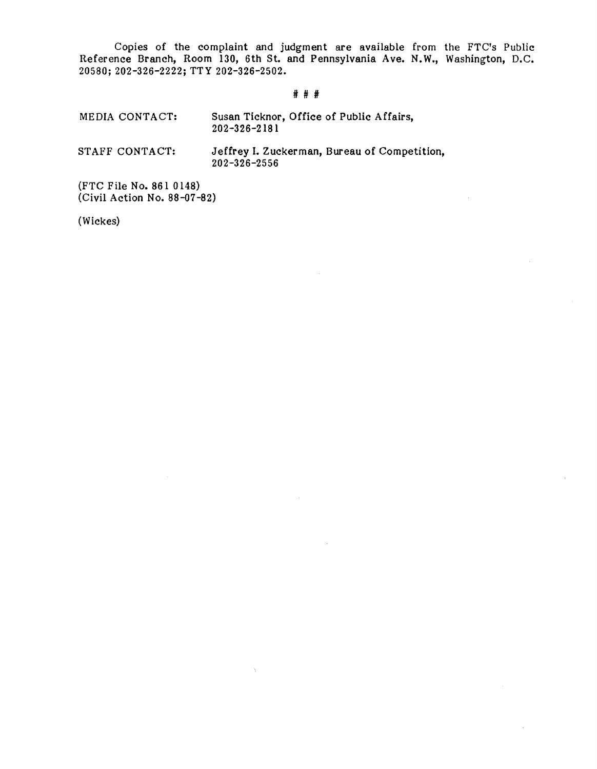Copies of the complaint and judgment are available from the FTC's Public Reference Branch, Room 130, 6th St. and Pennsylvania Ave. N.W., Washington, D.C. 20580; 202-326-2222; TTY 202-326-2502.

# # #

| | |
|---|---|
| MEDIA CONTACT: | Susan Ticknor, Office of Public Affairs, 202-326-2181 |
| STAFF CONTACT: | Jeffrey I. Zuckerman, Bureau of Competition, 202-326-2556 |

(FTC File No. 861 0148)
(Civil Action No. 88-07-82)

(Wickes)